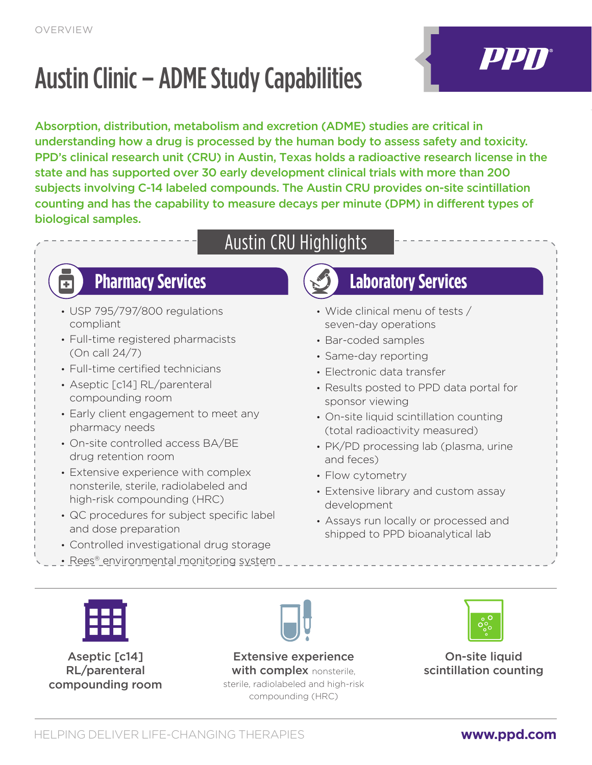OVERVIEW

# Austin Clinic – ADME Study Capabilities

PPD®

**Absorption, distribution, metabolism and excretion (ADME) studies are critical in understanding how a drug is processed by the human body to assess safety and toxicity. PPD's clinical research unit (CRU) in Austin, Texas holds a radioactive research license in the state and has supported over 30 early development clinical trials with more than 200 subjects involving C-14 labeled compounds. The Austin CRU provides on-site scintillation counting and has the capability to measure decays per minute (DPM) in different types of biological samples.**

## Austin CRU Highlights

### Pharmacy Services

- USP 795/797/800 regulations compliant
- Full-time registered pharmacists (On call 24/7)
- Full-time certified technicians
- Aseptic [c14] RL/parenteral compounding room
- Early client engagement to meet any pharmacy needs
- On-site controlled access BA/BE drug retention room
- Extensive experience with complex nonsterile, sterile, radiolabeled and high-risk compounding (HRC)
- QC procedures for subject specific label and dose preparation
- Controlled investigational drug storage
- Rees® environmental monitoring system

### Laboratory Services

- Wide clinical menu of tests / seven-day operations
- Bar-coded samples
- Same-day reporting
- Electronic data transfer
- Results posted to PPD data portal for sponsor viewing
- On-site liquid scintillation counting (total radioactivity measured)
- PK/PD processing lab (plasma, urine and feces)
- Flow cytometry
- Extensive library and custom assay development
- Assays run locally or processed and shipped to PPD bioanalytical lab

**Aseptic [c14] RL/parenteral compounding room**

**Extensive experience with complex** nonsterile, sterile, radiolabeled and high-risk compounding (HRC)

**On-site liquid scintillation counting**

HELPING DELIVER LIFE-CHANGING THERAPIES **www.ppd.com**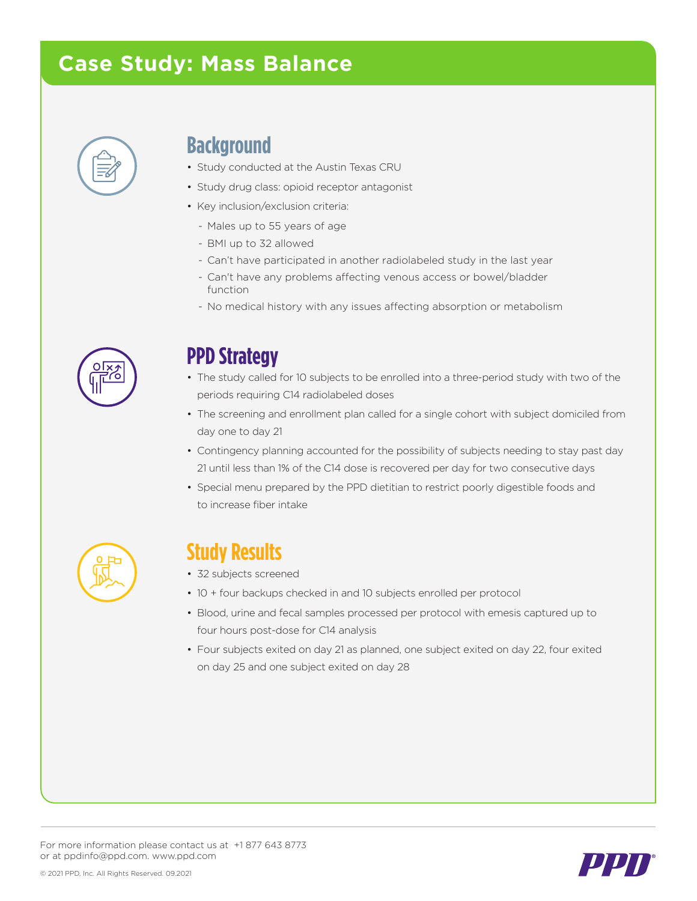# Case Study: Mass Balance

## Background

- Study conducted at the Austin Texas CRU
- Study drug class: opioid receptor antagonist
- Key inclusion/exclusion criteria:
  - Males up to 55 years of age
  - BMI up to 32 allowed
  - Can't have participated in another radiolabeled study in the last year
  - Can't have any problems affecting venous access or bowel/bladder function
  - No medical history with any issues affecting absorption or metabolism

## PPD Strategy

- The study called for 10 subjects to be enrolled into a three-period study with two of the periods requiring C14 radiolabeled doses
- The screening and enrollment plan called for a single cohort with subject domiciled from day one to day 21
- Contingency planning accounted for the possibility of subjects needing to stay past day 21 until less than 1% of the C14 dose is recovered per day for two consecutive days
- Special menu prepared by the PPD dietitian to restrict poorly digestible foods and to increase fiber intake

## Study Results

- 32 subjects screened
- 10 + four backups checked in and 10 subjects enrolled per protocol
- Blood, urine and fecal samples processed per protocol with emesis captured up to four hours post-dose for C14 analysis
- Four subjects exited on day 21 as planned, one subject exited on day 22, four exited on day 25 and one subject exited on day 28

For more information please contact us at +1 877 643 8773
or at ppdinfo@ppd.com. www.ppd.com

© 2021 PPD, Inc. All Rights Reserved. 09.2021

PPD®